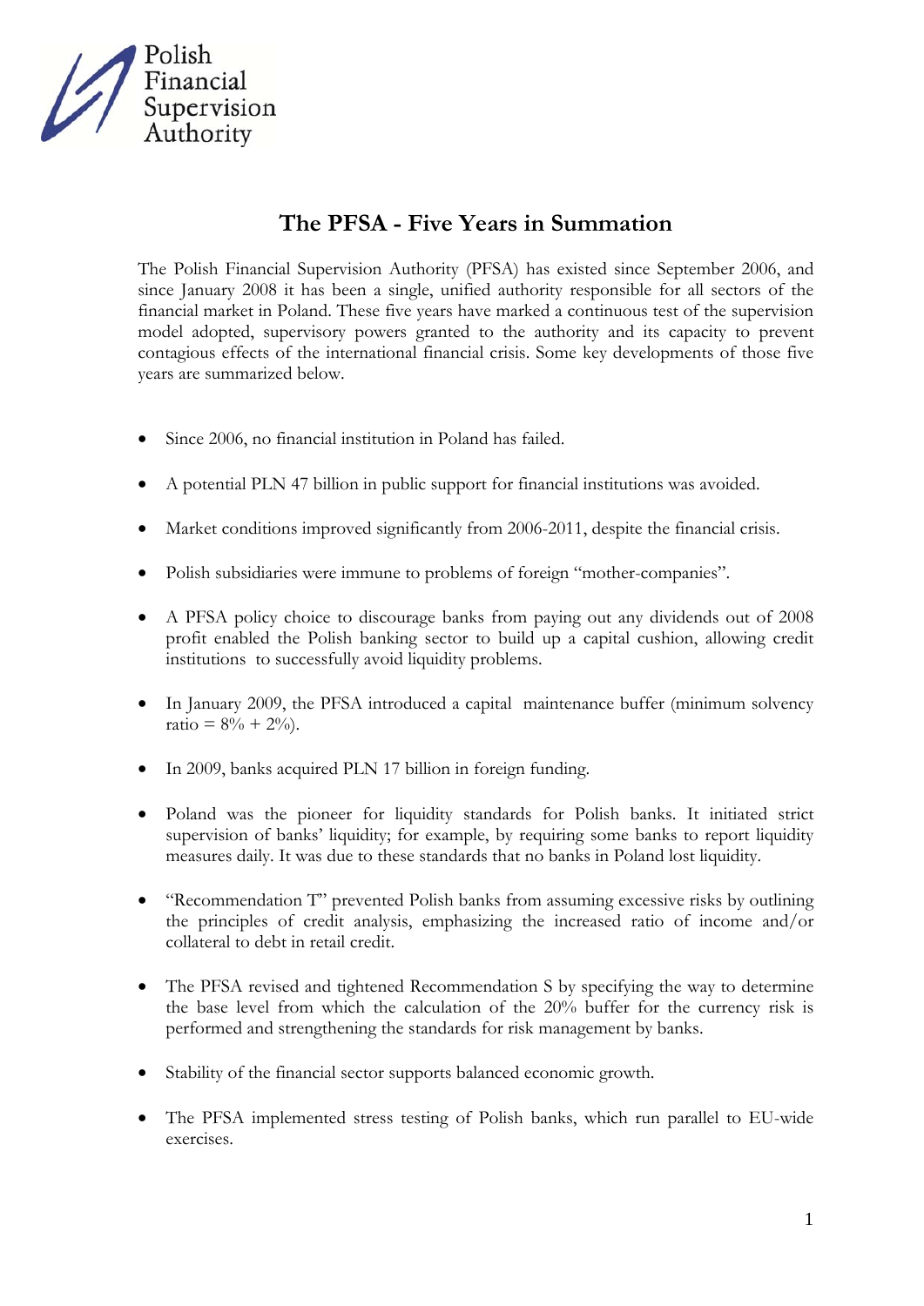Polish Financial Supervision Authority

# The PFSA - Five Years in Summation

The Polish Financial Supervision Authority (PFSA) has existed since September 2006, and since January 2008 it has been a single, unified authority responsible for all sectors of the financial market in Poland. These five years have marked a continuous test of the supervision model adopted, supervisory powers granted to the authority and its capacity to prevent contagious effects of the international financial crisis. Some key developments of those five years are summarized below.

- Since 2006, no financial institution in Poland has failed.
- A potential PLN 47 billion in public support for financial institutions was avoided.
- Market conditions improved significantly from 2006-2011, despite the financial crisis.
- Polish subsidiaries were immune to problems of foreign "mother-companies".
- A PFSA policy choice to discourage banks from paying out any dividends out of 2008 profit enabled the Polish banking sector to build up a capital cushion, allowing credit institutions to successfully avoid liquidity problems.
- In January 2009, the PFSA introduced a capital maintenance buffer (minimum solvency ratio = 8% + 2%).
- In 2009, banks acquired PLN 17 billion in foreign funding.
- Poland was the pioneer for liquidity standards for Polish banks. It initiated strict supervision of banks' liquidity; for example, by requiring some banks to report liquidity measures daily. It was due to these standards that no banks in Poland lost liquidity.
- "Recommendation T" prevented Polish banks from assuming excessive risks by outlining the principles of credit analysis, emphasizing the increased ratio of income and/or collateral to debt in retail credit.
- The PFSA revised and tightened Recommendation S by specifying the way to determine the base level from which the calculation of the 20% buffer for the currency risk is performed and strengthening the standards for risk management by banks.
- Stability of the financial sector supports balanced economic growth.
- The PFSA implemented stress testing of Polish banks, which run parallel to EU-wide exercises.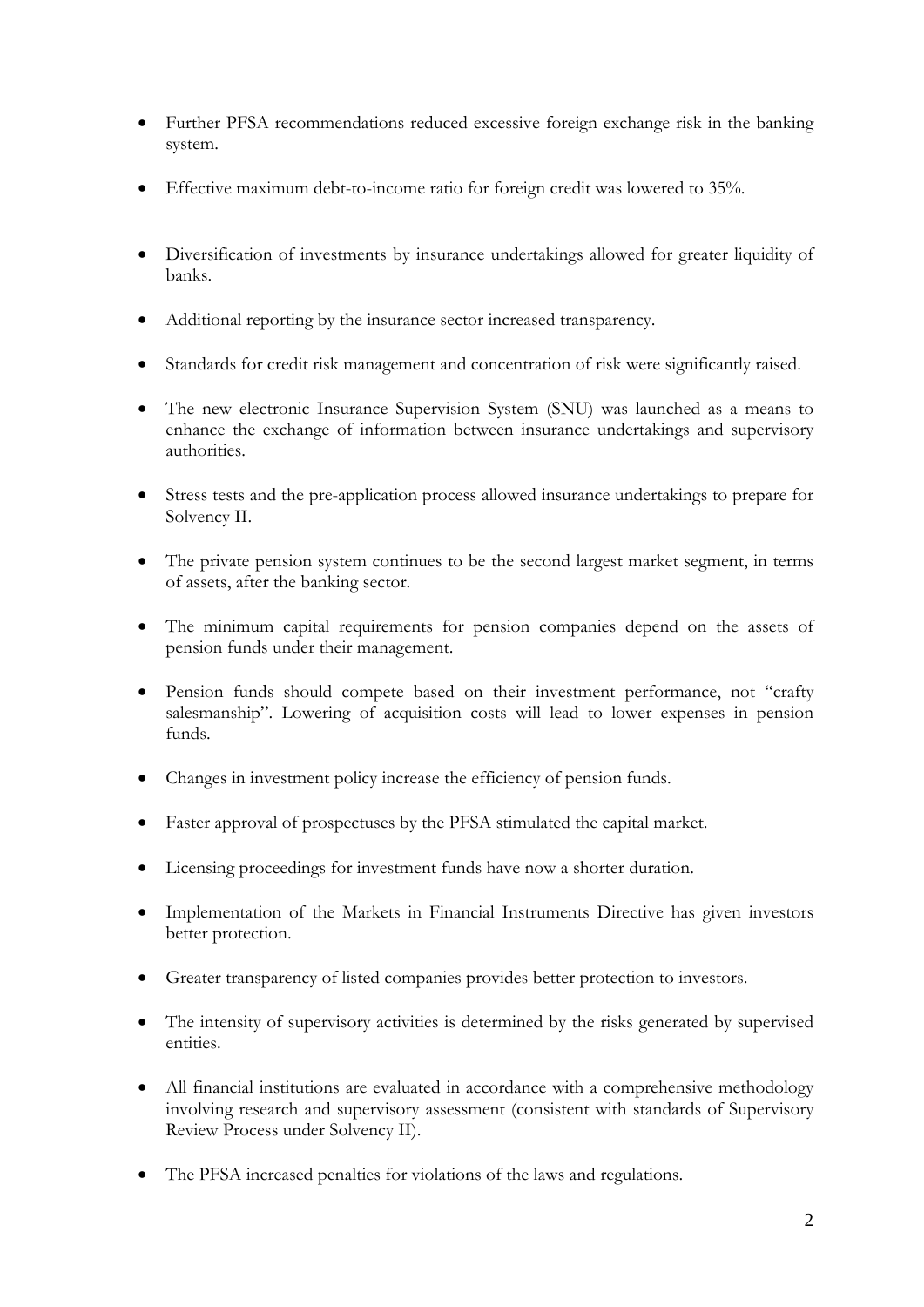- Further PFSA recommendations reduced excessive foreign exchange risk in the banking system.
- Effective maximum debt-to-income ratio for foreign credit was lowered to 35%.
- Diversification of investments by insurance undertakings allowed for greater liquidity of banks.
- Additional reporting by the insurance sector increased transparency.
- Standards for credit risk management and concentration of risk were significantly raised.
- The new electronic Insurance Supervision System (SNU) was launched as a means to enhance the exchange of information between insurance undertakings and supervisory authorities.
- Stress tests and the pre-application process allowed insurance undertakings to prepare for Solvency II.
- The private pension system continues to be the second largest market segment, in terms of assets, after the banking sector.
- The minimum capital requirements for pension companies depend on the assets of pension funds under their management.
- Pension funds should compete based on their investment performance, not "crafty salesmanship". Lowering of acquisition costs will lead to lower expenses in pension funds.
- Changes in investment policy increase the efficiency of pension funds.
- Faster approval of prospectuses by the PFSA stimulated the capital market.
- Licensing proceedings for investment funds have now a shorter duration.
- Implementation of the Markets in Financial Instruments Directive has given investors better protection.
- Greater transparency of listed companies provides better protection to investors.
- The intensity of supervisory activities is determined by the risks generated by supervised entities.
- All financial institutions are evaluated in accordance with a comprehensive methodology involving research and supervisory assessment (consistent with standards of Supervisory Review Process under Solvency II).
- The PFSA increased penalties for violations of the laws and regulations.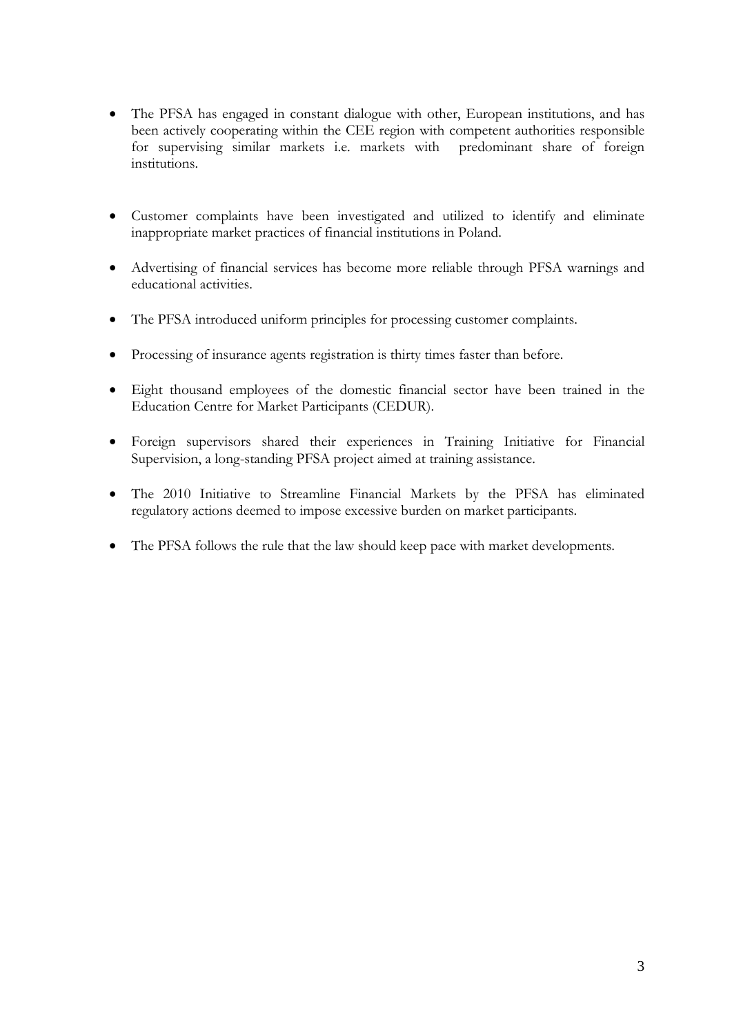- The PFSA has engaged in constant dialogue with other, European institutions, and has been actively cooperating within the CEE region with competent authorities responsible for supervising similar markets i.e. markets with predominant share of foreign institutions.

- Customer complaints have been investigated and utilized to identify and eliminate inappropriate market practices of financial institutions in Poland.

- Advertising of financial services has become more reliable through PFSA warnings and educational activities.

- The PFSA introduced uniform principles for processing customer complaints.

- Processing of insurance agents registration is thirty times faster than before.

- Eight thousand employees of the domestic financial sector have been trained in the Education Centre for Market Participants (CEDUR).

- Foreign supervisors shared their experiences in Training Initiative for Financial Supervision, a long-standing PFSA project aimed at training assistance.

- The 2010 Initiative to Streamline Financial Markets by the PFSA has eliminated regulatory actions deemed to impose excessive burden on market participants.

- The PFSA follows the rule that the law should keep pace with market developments.